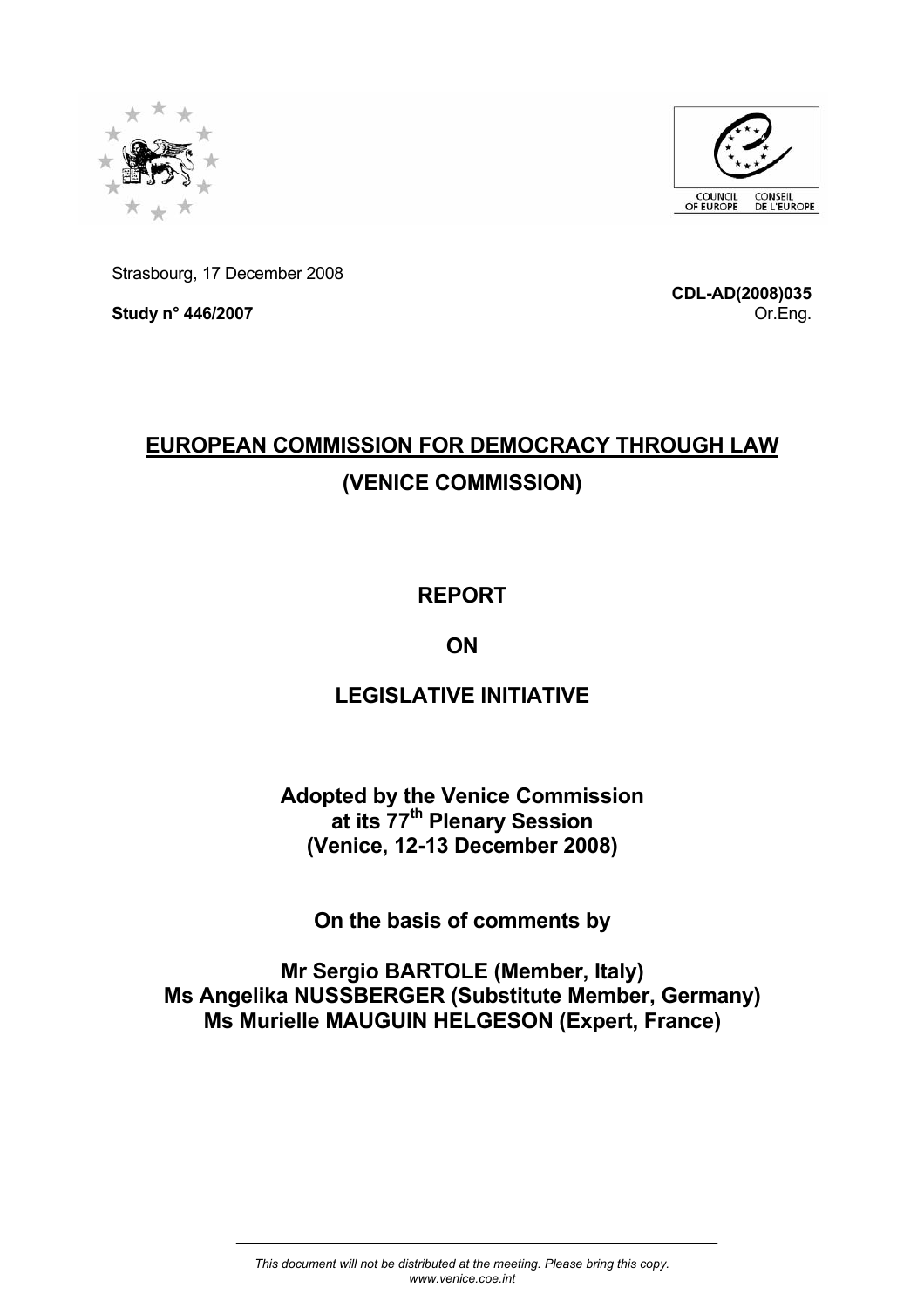Strasbourg, 17 December 2008

**CDL-AD(2008)035**

**Study n° 446/2007**

Or.Eng.

# EUROPEAN COMMISSION FOR DEMOCRACY THROUGH LAW

# (VENICE COMMISSION)

## REPORT

## ON

## LEGISLATIVE INITIATIVE

**Adopted by the Venice Commission at its 77th Plenary Session (Venice, 12-13 December 2008)**

**On the basis of comments by**

**Mr Sergio BARTOLE (Member, Italy)**
**Ms Angelika NUSSBERGER (Substitute Member, Germany)**
**Ms Murielle MAUGUIN HELGESON (Expert, France)**

*This document will not be distributed at the meeting. Please bring this copy.*
*www.venice.coe.int*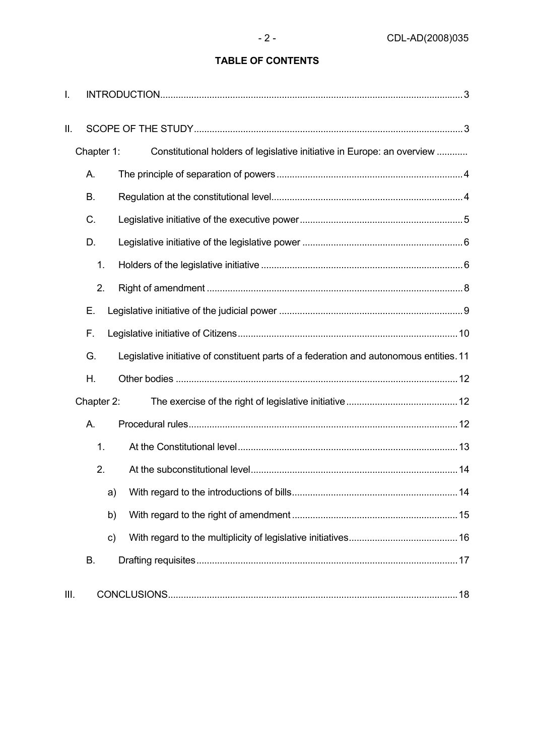**TABLE OF CONTENTS**

I. INTRODUCTION .......... 3

II. SCOPE OF THE STUDY .......... 3

Chapter 1: Constitutional holders of legislative initiative in Europe: an overview ..........

A. The principle of separation of powers .......... 4

B. Regulation at the constitutional level .......... 4

C. Legislative initiative of the executive power .......... 5

D. Legislative initiative of the legislative power .......... 6

1. Holders of the legislative initiative .......... 6

2. Right of amendment .......... 8

E. Legislative initiative of the judicial power .......... 9

F. Legislative initiative of Citizens .......... 10

G. Legislative initiative of constituent parts of a federation and autonomous entities .......... 11

H. Other bodies .......... 12

Chapter 2: The exercise of the right of legislative initiative .......... 12

A. Procedural rules .......... 12

1. At the Constitutional level .......... 13

2. At the subconstitutional level .......... 14

a) With regard to the introductions of bills .......... 14

b) With regard to the right of amendment .......... 15

c) With regard to the multiplicity of legislative initiatives .......... 16

B. Drafting requisites .......... 17

III. CONCLUSIONS .......... 18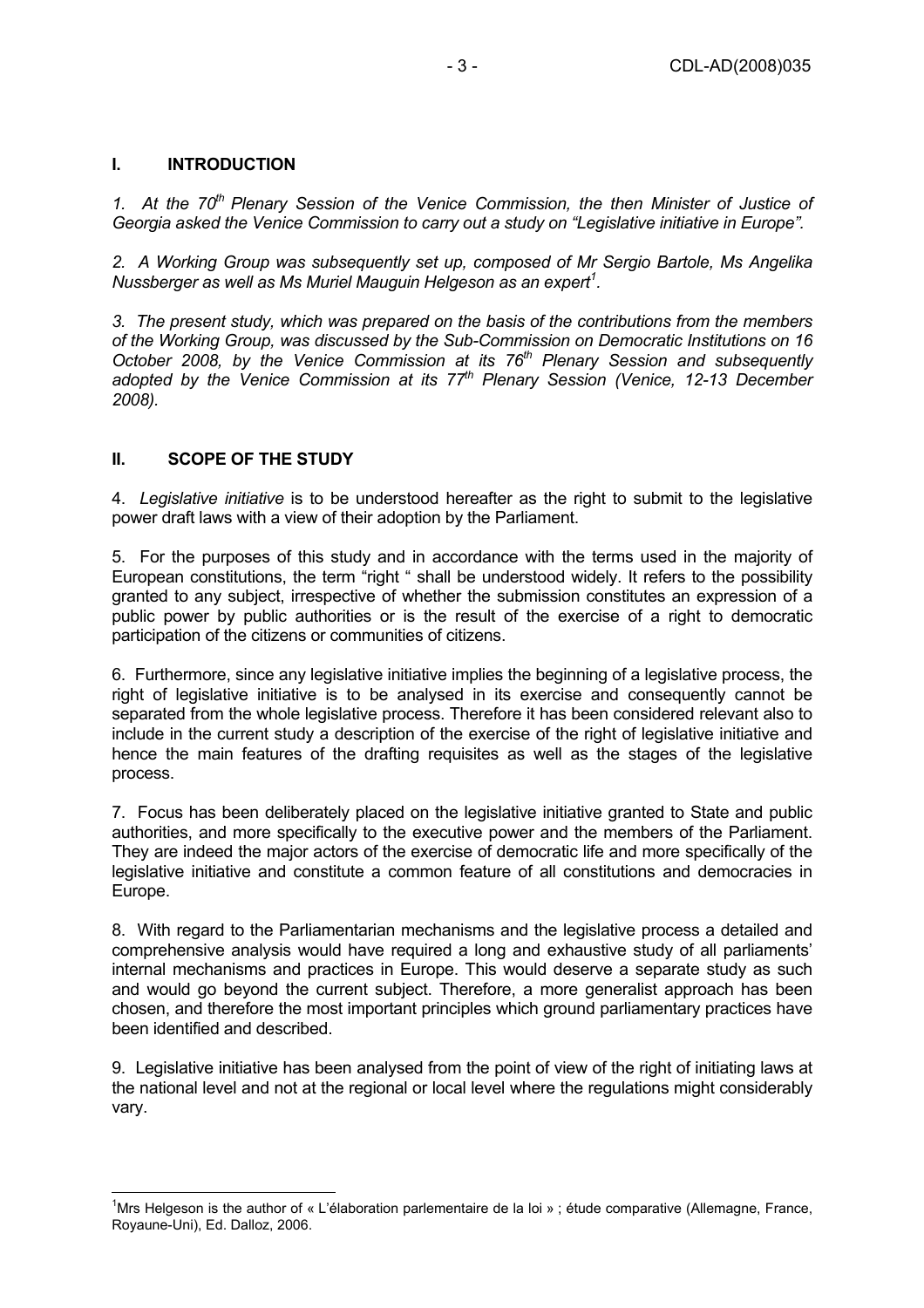## I. INTRODUCTION

*1. At the 70th Plenary Session of the Venice Commission, the then Minister of Justice of Georgia asked the Venice Commission to carry out a study on "Legislative initiative in Europe".*

*2. A Working Group was subsequently set up, composed of Mr Sergio Bartole, Ms Angelika Nussberger as well as Ms Muriel Mauguin Helgeson as an expert[1].*

*3. The present study, which was prepared on the basis of the contributions from the members of the Working Group, was discussed by the Sub-Commission on Democratic Institutions on 16 October 2008, by the Venice Commission at its 76th Plenary Session and subsequently adopted by the Venice Commission at its 77th Plenary Session (Venice, 12-13 December 2008).*

## II. SCOPE OF THE STUDY

4. *Legislative initiative* is to be understood hereafter as the right to submit to the legislative power draft laws with a view of their adoption by the Parliament.

5. For the purposes of this study and in accordance with the terms used in the majority of European constitutions, the term "right " shall be understood widely. It refers to the possibility granted to any subject, irrespective of whether the submission constitutes an expression of a public power by public authorities or is the result of the exercise of a right to democratic participation of the citizens or communities of citizens.

6. Furthermore, since any legislative initiative implies the beginning of a legislative process, the right of legislative initiative is to be analysed in its exercise and consequently cannot be separated from the whole legislative process. Therefore it has been considered relevant also to include in the current study a description of the exercise of the right of legislative initiative and hence the main features of the drafting requisites as well as the stages of the legislative process.

7. Focus has been deliberately placed on the legislative initiative granted to State and public authorities, and more specifically to the executive power and the members of the Parliament. They are indeed the major actors of the exercise of democratic life and more specifically of the legislative initiative and constitute a common feature of all constitutions and democracies in Europe.

8. With regard to the Parliamentarian mechanisms and the legislative process a detailed and comprehensive analysis would have required a long and exhaustive study of all parliaments' internal mechanisms and practices in Europe. This would deserve a separate study as such and would go beyond the current subject. Therefore, a more generalist approach has been chosen, and therefore the most important principles which ground parliamentary practices have been identified and described.

9. Legislative initiative has been analysed from the point of view of the right of initiating laws at the national level and not at the regional or local level where the regulations might considerably vary.

---

[1] Mrs Helgeson is the author of « L'élaboration parlementaire de la loi » ; étude comparative (Allemagne, France, Royaune-Uni), Ed. Dalloz, 2006.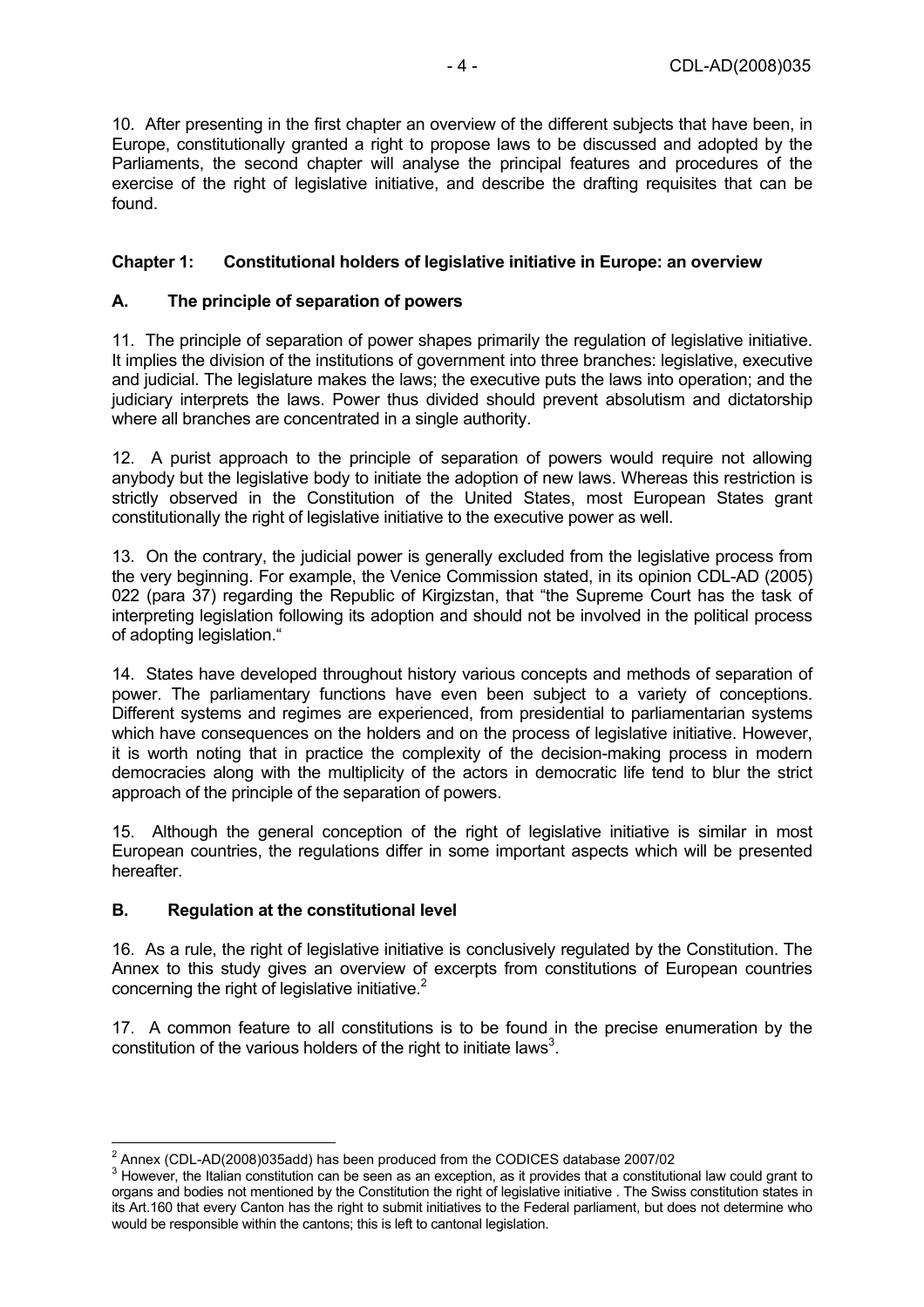10. After presenting in the first chapter an overview of the different subjects that have been, in Europe, constitutionally granted a right to propose laws to be discussed and adopted by the Parliaments, the second chapter will analyse the principal features and procedures of the exercise of the right of legislative initiative, and describe the drafting requisites that can be found.

## Chapter 1: Constitutional holders of legislative initiative in Europe: an overview

### A. The principle of separation of powers

11. The principle of separation of power shapes primarily the regulation of legislative initiative. It implies the division of the institutions of government into three branches: legislative, executive and judicial. The legislature makes the laws; the executive puts the laws into operation; and the judiciary interprets the laws. Power thus divided should prevent absolutism and dictatorship where all branches are concentrated in a single authority.

12. A purist approach to the principle of separation of powers would require not allowing anybody but the legislative body to initiate the adoption of new laws. Whereas this restriction is strictly observed in the Constitution of the United States, most European States grant constitutionally the right of legislative initiative to the executive power as well.

13. On the contrary, the judicial power is generally excluded from the legislative process from the very beginning. For example, the Venice Commission stated, in its opinion CDL-AD (2005) 022 (para 37) regarding the Republic of Kirgizstan, that "the Supreme Court has the task of interpreting legislation following its adoption and should not be involved in the political process of adopting legislation."

14. States have developed throughout history various concepts and methods of separation of power. The parliamentary functions have even been subject to a variety of conceptions. Different systems and regimes are experienced, from presidential to parliamentarian systems which have consequences on the holders and on the process of legislative initiative. However, it is worth noting that in practice the complexity of the decision-making process in modern democracies along with the multiplicity of the actors in democratic life tend to blur the strict approach of the principle of the separation of powers.

15. Although the general conception of the right of legislative initiative is similar in most European countries, the regulations differ in some important aspects which will be presented hereafter.

### B. Regulation at the constitutional level

16. As a rule, the right of legislative initiative is conclusively regulated by the Constitution. The Annex to this study gives an overview of excerpts from constitutions of European countries concerning the right of legislative initiative.[2]

17. A common feature to all constitutions is to be found in the precise enumeration by the constitution of the various holders of the right to initiate laws[3].

---

[2] Annex (CDL-AD(2008)035add) has been produced from the CODICES database 2007/02

[3] However, the Italian constitution can be seen as an exception, as it provides that a constitutional law could grant to organs and bodies not mentioned by the Constitution the right of legislative initiative . The Swiss constitution states in its Art.160 that every Canton has the right to submit initiatives to the Federal parliament, but does not determine who would be responsible within the cantons; this is left to cantonal legislation.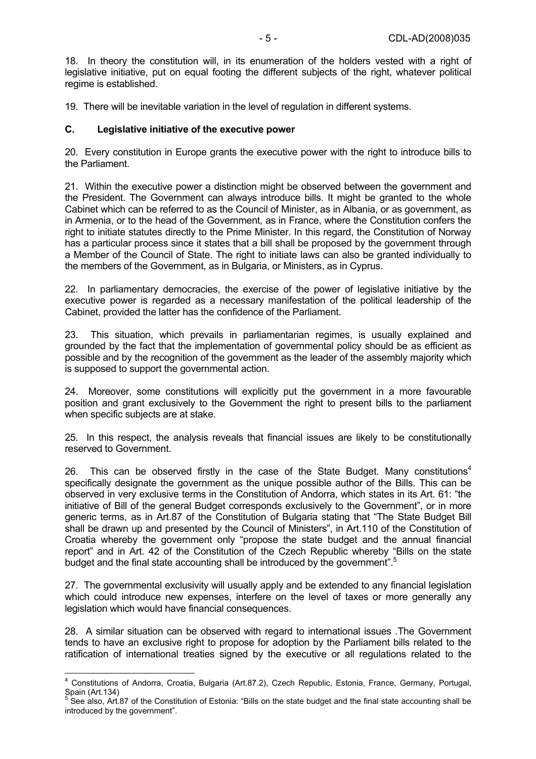18. In theory the constitution will, in its enumeration of the holders vested with a right of legislative initiative, put on equal footing the different subjects of the right, whatever political regime is established.

19. There will be inevitable variation in the level of regulation in different systems.

### C. Legislative initiative of the executive power

20. Every constitution in Europe grants the executive power with the right to introduce bills to the Parliament.

21. Within the executive power a distinction might be observed between the government and the President. The Government can always introduce bills. It might be granted to the whole Cabinet which can be referred to as the Council of Minister, as in Albania, or as government, as in Armenia, or to the head of the Government, as in France, where the Constitution confers the right to initiate statutes directly to the Prime Minister. In this regard, the Constitution of Norway has a particular process since it states that a bill shall be proposed by the government through a Member of the Council of State. The right to initiate laws can also be granted individually to the members of the Government, as in Bulgaria, or Ministers, as in Cyprus.

22. In parliamentary democracies, the exercise of the power of legislative initiative by the executive power is regarded as a necessary manifestation of the political leadership of the Cabinet, provided the latter has the confidence of the Parliament.

23. This situation, which prevails in parliamentarian regimes, is usually explained and grounded by the fact that the implementation of governmental policy should be as efficient as possible and by the recognition of the government as the leader of the assembly majority which is supposed to support the governmental action.

24. Moreover, some constitutions will explicitly put the government in a more favourable position and grant exclusively to the Government the right to present bills to the parliament when specific subjects are at stake.

25. In this respect, the analysis reveals that financial issues are likely to be constitutionally reserved to Government.

26. This can be observed firstly in the case of the State Budget. Many constitutions[4] specifically designate the government as the unique possible author of the Bills. This can be observed in very exclusive terms in the Constitution of Andorra, which states in its Art. 61: "the initiative of Bill of the general Budget corresponds exclusively to the Government", or in more generic terms, as in Art.87 of the Constitution of Bulgaria stating that "The State Budget Bill shall be drawn up and presented by the Council of Ministers", in Art.110 of the Constitution of Croatia whereby the government only "propose the state budget and the annual financial report" and in Art. 42 of the Constitution of the Czech Republic whereby "Bills on the state budget and the final state accounting shall be introduced by the government".[5]

27. The governmental exclusivity will usually apply and be extended to any financial legislation which could introduce new expenses, interfere on the level of taxes or more generally any legislation which would have financial consequences.

28. A similar situation can be observed with regard to international issues .The Government tends to have an exclusive right to propose for adoption by the Parliament bills related to the ratification of international treaties signed by the executive or all regulations related to the

---

[4] Constitutions of Andorra, Croatia, Bulgaria (Art.87.2), Czech Republic, Estonia, France, Germany, Portugal, Spain (Art.134)

[5] See also, Art.87 of the Constitution of Estonia: "Bills on the state budget and the final state accounting shall be introduced by the government".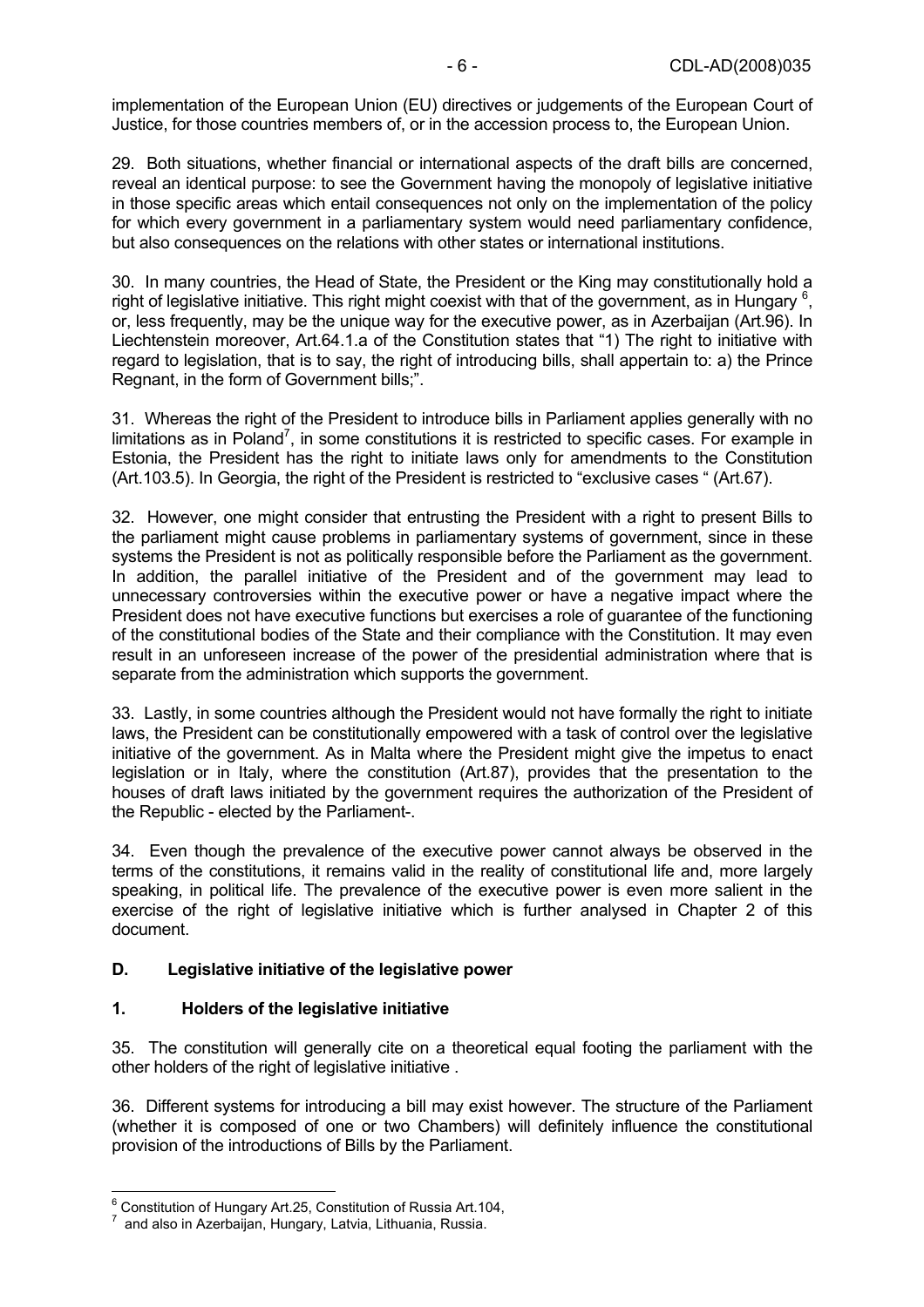implementation of the European Union (EU) directives or judgements of the European Court of Justice, for those countries members of, or in the accession process to, the European Union.

29. Both situations, whether financial or international aspects of the draft bills are concerned, reveal an identical purpose: to see the Government having the monopoly of legislative initiative in those specific areas which entail consequences not only on the implementation of the policy for which every government in a parliamentary system would need parliamentary confidence, but also consequences on the relations with other states or international institutions.

30. In many countries, the Head of State, the President or the King may constitutionally hold a right of legislative initiative. This right might coexist with that of the government, as in Hungary [6], or, less frequently, may be the unique way for the executive power, as in Azerbaijan (Art.96). In Liechtenstein moreover, Art.64.1.a of the Constitution states that "1) The right to initiative with regard to legislation, that is to say, the right of introducing bills, shall appertain to: a) the Prince Regnant, in the form of Government bills;".

31. Whereas the right of the President to introduce bills in Parliament applies generally with no limitations as in Poland[7], in some constitutions it is restricted to specific cases. For example in Estonia, the President has the right to initiate laws only for amendments to the Constitution (Art.103.5). In Georgia, the right of the President is restricted to "exclusive cases " (Art.67).

32. However, one might consider that entrusting the President with a right to present Bills to the parliament might cause problems in parliamentary systems of government, since in these systems the President is not as politically responsible before the Parliament as the government. In addition, the parallel initiative of the President and of the government may lead to unnecessary controversies within the executive power or have a negative impact where the President does not have executive functions but exercises a role of guarantee of the functioning of the constitutional bodies of the State and their compliance with the Constitution. It may even result in an unforeseen increase of the power of the presidential administration where that is separate from the administration which supports the government.

33. Lastly, in some countries although the President would not have formally the right to initiate laws, the President can be constitutionally empowered with a task of control over the legislative initiative of the government. As in Malta where the President might give the impetus to enact legislation or in Italy, where the constitution (Art.87), provides that the presentation to the houses of draft laws initiated by the government requires the authorization of the President of the Republic - elected by the Parliament-.

34. Even though the prevalence of the executive power cannot always be observed in the terms of the constitutions, it remains valid in the reality of constitutional life and, more largely speaking, in political life. The prevalence of the executive power is even more salient in the exercise of the right of legislative initiative which is further analysed in Chapter 2 of this document.

## D. Legislative initiative of the legislative power

### 1. Holders of the legislative initiative

35. The constitution will generally cite on a theoretical equal footing the parliament with the other holders of the right of legislative initiative .

36. Different systems for introducing a bill may exist however. The structure of the Parliament (whether it is composed of one or two Chambers) will definitely influence the constitutional provision of the introductions of Bills by the Parliament.

---

[6] Constitution of Hungary Art.25, Constitution of Russia Art.104,

[7] and also in Azerbaijan, Hungary, Latvia, Lithuania, Russia.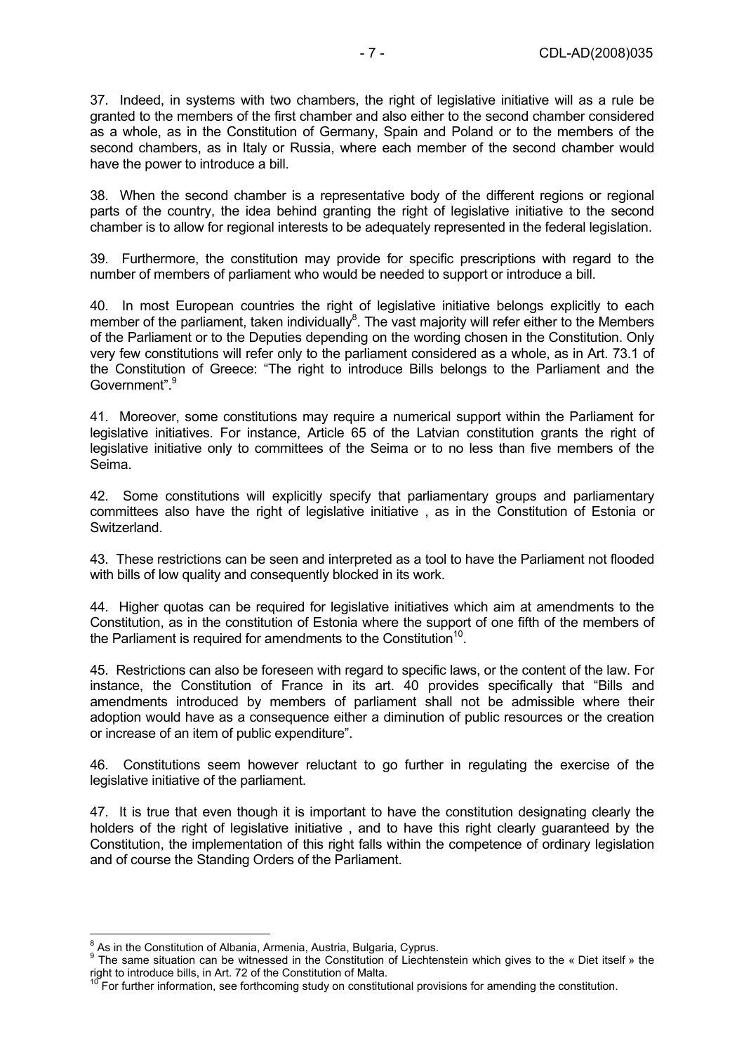37. Indeed, in systems with two chambers, the right of legislative initiative will as a rule be granted to the members of the first chamber and also either to the second chamber considered as a whole, as in the Constitution of Germany, Spain and Poland or to the members of the second chambers, as in Italy or Russia, where each member of the second chamber would have the power to introduce a bill.

38. When the second chamber is a representative body of the different regions or regional parts of the country, the idea behind granting the right of legislative initiative to the second chamber is to allow for regional interests to be adequately represented in the federal legislation.

39. Furthermore, the constitution may provide for specific prescriptions with regard to the number of members of parliament who would be needed to support or introduce a bill.

40. In most European countries the right of legislative initiative belongs explicitly to each member of the parliament, taken individually[8]. The vast majority will refer either to the Members of the Parliament or to the Deputies depending on the wording chosen in the Constitution. Only very few constitutions will refer only to the parliament considered as a whole, as in Art. 73.1 of the Constitution of Greece: "The right to introduce Bills belongs to the Parliament and the Government".[9]

41. Moreover, some constitutions may require a numerical support within the Parliament for legislative initiatives. For instance, Article 65 of the Latvian constitution grants the right of legislative initiative only to committees of the Seima or to no less than five members of the Seima.

42. Some constitutions will explicitly specify that parliamentary groups and parliamentary committees also have the right of legislative initiative , as in the Constitution of Estonia or Switzerland.

43. These restrictions can be seen and interpreted as a tool to have the Parliament not flooded with bills of low quality and consequently blocked in its work.

44. Higher quotas can be required for legislative initiatives which aim at amendments to the Constitution, as in the constitution of Estonia where the support of one fifth of the members of the Parliament is required for amendments to the Constitution[10].

45. Restrictions can also be foreseen with regard to specific laws, or the content of the law. For instance, the Constitution of France in its art. 40 provides specifically that "Bills and amendments introduced by members of parliament shall not be admissible where their adoption would have as a consequence either a diminution of public resources or the creation or increase of an item of public expenditure".

46. Constitutions seem however reluctant to go further in regulating the exercise of the legislative initiative of the parliament.

47. It is true that even though it is important to have the constitution designating clearly the holders of the right of legislative initiative , and to have this right clearly guaranteed by the Constitution, the implementation of this right falls within the competence of ordinary legislation and of course the Standing Orders of the Parliament.

---

[8] As in the Constitution of Albania, Armenia, Austria, Bulgaria, Cyprus.

[9] The same situation can be witnessed in the Constitution of Liechtenstein which gives to the « Diet itself » the right to introduce bills, in Art. 72 of the Constitution of Malta.

[10] For further information, see forthcoming study on constitutional provisions for amending the constitution.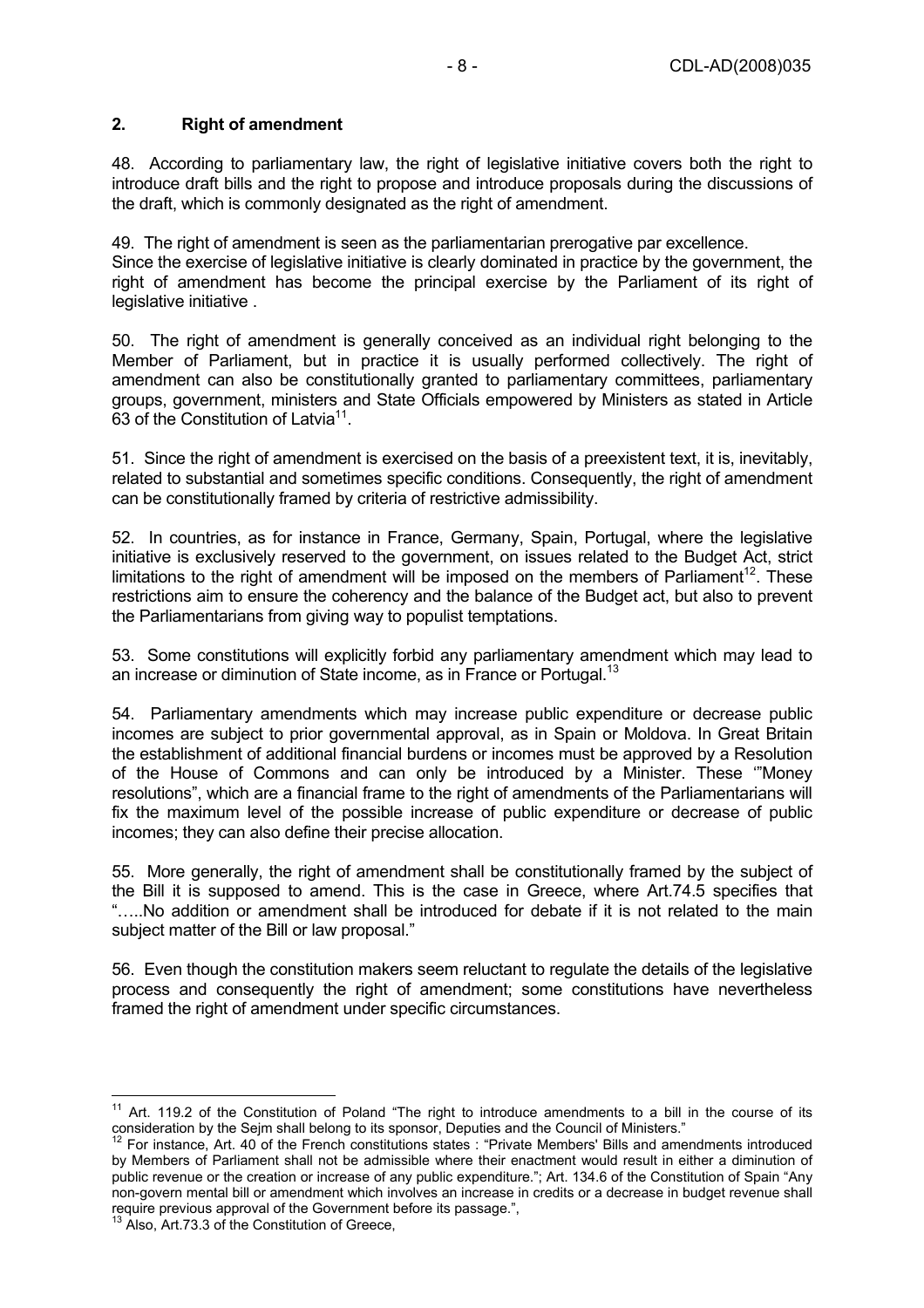## 2. Right of amendment

48. According to parliamentary law, the right of legislative initiative covers both the right to introduce draft bills and the right to propose and introduce proposals during the discussions of the draft, which is commonly designated as the right of amendment.

49. The right of amendment is seen as the parliamentarian prerogative par excellence. Since the exercise of legislative initiative is clearly dominated in practice by the government, the right of amendment has become the principal exercise by the Parliament of its right of legislative initiative .

50. The right of amendment is generally conceived as an individual right belonging to the Member of Parliament, but in practice it is usually performed collectively. The right of amendment can also be constitutionally granted to parliamentary committees, parliamentary groups, government, ministers and State Officials empowered by Ministers as stated in Article 63 of the Constitution of Latvia[11].

51. Since the right of amendment is exercised on the basis of a preexistent text, it is, inevitably, related to substantial and sometimes specific conditions. Consequently, the right of amendment can be constitutionally framed by criteria of restrictive admissibility.

52. In countries, as for instance in France, Germany, Spain, Portugal, where the legislative initiative is exclusively reserved to the government, on issues related to the Budget Act, strict limitations to the right of amendment will be imposed on the members of Parliament[12]. These restrictions aim to ensure the coherency and the balance of the Budget act, but also to prevent the Parliamentarians from giving way to populist temptations.

53. Some constitutions will explicitly forbid any parliamentary amendment which may lead to an increase or diminution of State income, as in France or Portugal.[13]

54. Parliamentary amendments which may increase public expenditure or decrease public incomes are subject to prior governmental approval, as in Spain or Moldova. In Great Britain the establishment of additional financial burdens or incomes must be approved by a Resolution of the House of Commons and can only be introduced by a Minister. These '"Money resolutions", which are a financial frame to the right of amendments of the Parliamentarians will fix the maximum level of the possible increase of public expenditure or decrease of public incomes; they can also define their precise allocation.

55. More generally, the right of amendment shall be constitutionally framed by the subject of the Bill it is supposed to amend. This is the case in Greece, where Art.74.5 specifies that "…..No addition or amendment shall be introduced for debate if it is not related to the main subject matter of the Bill or law proposal."

56. Even though the constitution makers seem reluctant to regulate the details of the legislative process and consequently the right of amendment; some constitutions have nevertheless framed the right of amendment under specific circumstances.

---

[11] Art. 119.2 of the Constitution of Poland "The right to introduce amendments to a bill in the course of its consideration by the Sejm shall belong to its sponsor, Deputies and the Council of Ministers."

[12] For instance, Art. 40 of the French constitutions states : "Private Members' Bills and amendments introduced by Members of Parliament shall not be admissible where their enactment would result in either a diminution of public revenue or the creation or increase of any public expenditure."; Art. 134.6 of the Constitution of Spain "Any non-govern mental bill or amendment which involves an increase in credits or a decrease in budget revenue shall require previous approval of the Government before its passage.",

[13] Also, Art.73.3 of the Constitution of Greece,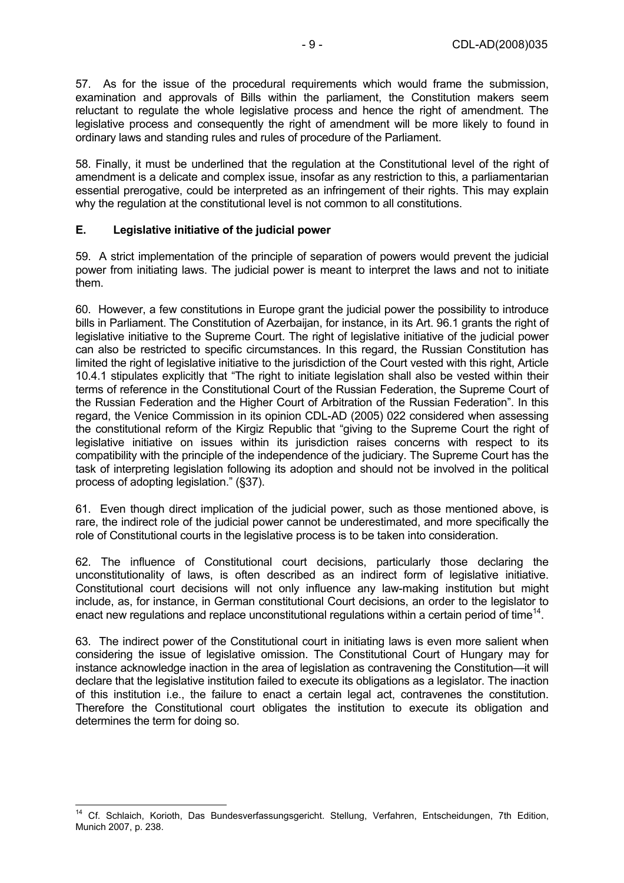57. As for the issue of the procedural requirements which would frame the submission, examination and approvals of Bills within the parliament, the Constitution makers seem reluctant to regulate the whole legislative process and hence the right of amendment. The legislative process and consequently the right of amendment will be more likely to found in ordinary laws and standing rules and rules of procedure of the Parliament.

58. Finally, it must be underlined that the regulation at the Constitutional level of the right of amendment is a delicate and complex issue, insofar as any restriction to this, a parliamentarian essential prerogative, could be interpreted as an infringement of their rights. This may explain why the regulation at the constitutional level is not common to all constitutions.

### E. Legislative initiative of the judicial power

59. A strict implementation of the principle of separation of powers would prevent the judicial power from initiating laws. The judicial power is meant to interpret the laws and not to initiate them.

60. However, a few constitutions in Europe grant the judicial power the possibility to introduce bills in Parliament. The Constitution of Azerbaijan, for instance, in its Art. 96.1 grants the right of legislative initiative to the Supreme Court. The right of legislative initiative of the judicial power can also be restricted to specific circumstances. In this regard, the Russian Constitution has limited the right of legislative initiative to the jurisdiction of the Court vested with this right, Article 10.4.1 stipulates explicitly that "The right to initiate legislation shall also be vested within their terms of reference in the Constitutional Court of the Russian Federation, the Supreme Court of the Russian Federation and the Higher Court of Arbitration of the Russian Federation". In this regard, the Venice Commission in its opinion CDL-AD (2005) 022 considered when assessing the constitutional reform of the Kirgiz Republic that "giving to the Supreme Court the right of legislative initiative on issues within its jurisdiction raises concerns with respect to its compatibility with the principle of the independence of the judiciary. The Supreme Court has the task of interpreting legislation following its adoption and should not be involved in the political process of adopting legislation." (§37).

61. Even though direct implication of the judicial power, such as those mentioned above, is rare, the indirect role of the judicial power cannot be underestimated, and more specifically the role of Constitutional courts in the legislative process is to be taken into consideration.

62. The influence of Constitutional court decisions, particularly those declaring the unconstitutionality of laws, is often described as an indirect form of legislative initiative. Constitutional court decisions will not only influence any law-making institution but might include, as, for instance, in German constitutional Court decisions, an order to the legislator to enact new regulations and replace unconstitutional regulations within a certain period of time[14].

63. The indirect power of the Constitutional court in initiating laws is even more salient when considering the issue of legislative omission. The Constitutional Court of Hungary may for instance acknowledge inaction in the area of legislation as contravening the Constitution—it will declare that the legislative institution failed to execute its obligations as a legislator. The inaction of this institution i.e., the failure to enact a certain legal act, contravenes the constitution. Therefore the Constitutional court obligates the institution to execute its obligation and determines the term for doing so.

---

[14] Cf. Schlaich, Korioth, Das Bundesverfassungsgericht. Stellung, Verfahren, Entscheidungen, 7th Edition, Munich 2007, p. 238.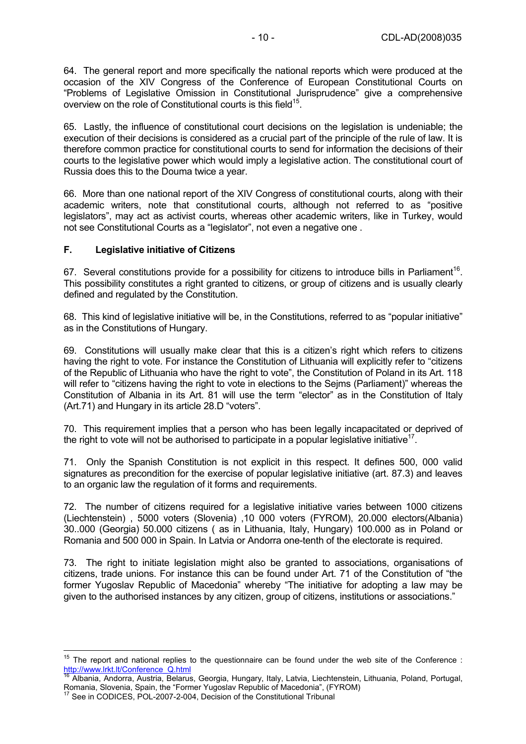64. The general report and more specifically the national reports which were produced at the occasion of the XIV Congress of the Conference of European Constitutional Courts on "Problems of Legislative Omission in Constitutional Jurisprudence" give a comprehensive overview on the role of Constitutional courts is this field[15].

65. Lastly, the influence of constitutional court decisions on the legislation is undeniable; the execution of their decisions is considered as a crucial part of the principle of the rule of law. It is therefore common practice for constitutional courts to send for information the decisions of their courts to the legislative power which would imply a legislative action. The constitutional court of Russia does this to the Douma twice a year.

66. More than one national report of the XIV Congress of constitutional courts, along with their academic writers, note that constitutional courts, although not referred to as "positive legislators", may act as activist courts, whereas other academic writers, like in Turkey, would not see Constitutional Courts as a "legislator", not even a negative one .

### F. Legislative initiative of Citizens

67. Several constitutions provide for a possibility for citizens to introduce bills in Parliament[16]. This possibility constitutes a right granted to citizens, or group of citizens and is usually clearly defined and regulated by the Constitution.

68. This kind of legislative initiative will be, in the Constitutions, referred to as "popular initiative" as in the Constitutions of Hungary.

69. Constitutions will usually make clear that this is a citizen's right which refers to citizens having the right to vote. For instance the Constitution of Lithuania will explicitly refer to "citizens of the Republic of Lithuania who have the right to vote", the Constitution of Poland in its Art. 118 will refer to "citizens having the right to vote in elections to the Sejms (Parliament)" whereas the Constitution of Albania in its Art. 81 will use the term "elector" as in the Constitution of Italy (Art.71) and Hungary in its article 28.D "voters".

70. This requirement implies that a person who has been legally incapacitated or deprived of the right to vote will not be authorised to participate in a popular legislative initiative[17].

71. Only the Spanish Constitution is not explicit in this respect. It defines 500, 000 valid signatures as precondition for the exercise of popular legislative initiative (art. 87.3) and leaves to an organic law the regulation of it forms and requirements.

72. The number of citizens required for a legislative initiative varies between 1000 citizens (Liechtenstein) , 5000 voters (Slovenia) ,10 000 voters (FYROM), 20.000 electors(Albania) 30..000 (Georgia) 50.000 citizens ( as in Lithuania, Italy, Hungary) 100.000 as in Poland or Romania and 500 000 in Spain. In Latvia or Andorra one-tenth of the electorate is required.

73. The right to initiate legislation might also be granted to associations, organisations of citizens, trade unions. For instance this can be found under Art. 71 of the Constitution of "the former Yugoslav Republic of Macedonia" whereby "The initiative for adopting a law may be given to the authorised instances by any citizen, group of citizens, institutions or associations."

---

[15] The report and national replies to the questionnaire can be found under the web site of the Conference : http://www.lrkt.lt/Conference_Q.html

[16] Albania, Andorra, Austria, Belarus, Georgia, Hungary, Italy, Latvia, Liechtenstein, Lithuania, Poland, Portugal, Romania, Slovenia, Spain, the "Former Yugoslav Republic of Macedonia", (FYROM)

[17] See in CODICES, POL-2007-2-004, Decision of the Constitutional Tribunal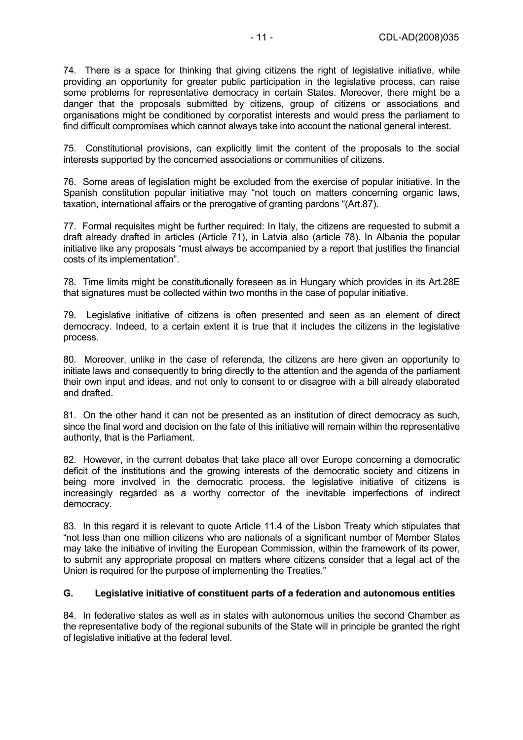74. There is a space for thinking that giving citizens the right of legislative initiative, while providing an opportunity for greater public participation in the legislative process, can raise some problems for representative democracy in certain States. Moreover, there might be a danger that the proposals submitted by citizens, group of citizens or associations and organisations might be conditioned by corporatist interests and would press the parliament to find difficult compromises which cannot always take into account the national general interest.

75. Constitutional provisions, can explicitly limit the content of the proposals to the social interests supported by the concerned associations or communities of citizens.

76. Some areas of legislation might be excluded from the exercise of popular initiative. In the Spanish constitution popular initiative may "not touch on matters concerning organic laws, taxation, international affairs or the prerogative of granting pardons "(Art.87).

77. Formal requisites might be further required: In Italy, the citizens are requested to submit a draft already drafted in articles (Article 71), in Latvia also (article 78). In Albania the popular initiative like any proposals "must always be accompanied by a report that justifies the financial costs of its implementation".

78. Time limits might be constitutionally foreseen as in Hungary which provides in its Art.28E that signatures must be collected within two months in the case of popular initiative.

79. Legislative initiative of citizens is often presented and seen as an element of direct democracy. Indeed, to a certain extent it is true that it includes the citizens in the legislative process.

80. Moreover, unlike in the case of referenda, the citizens are here given an opportunity to initiate laws and consequently to bring directly to the attention and the agenda of the parliament their own input and ideas, and not only to consent to or disagree with a bill already elaborated and drafted.

81. On the other hand it can not be presented as an institution of direct democracy as such, since the final word and decision on the fate of this initiative will remain within the representative authority, that is the Parliament.

82. However, in the current debates that take place all over Europe concerning a democratic deficit of the institutions and the growing interests of the democratic society and citizens in being more involved in the democratic process, the legislative initiative of citizens is increasingly regarded as a worthy corrector of the inevitable imperfections of indirect democracy.

83. In this regard it is relevant to quote Article 11.4 of the Lisbon Treaty which stipulates that "not less than one million citizens who are nationals of a significant number of Member States may take the initiative of inviting the European Commission, within the framework of its power, to submit any appropriate proposal on matters where citizens consider that a legal act of the Union is required for the purpose of implementing the Treaties."

## G. Legislative initiative of constituent parts of a federation and autonomous entities

84. In federative states as well as in states with autonomous unities the second Chamber as the representative body of the regional subunits of the State will in principle be granted the right of legislative initiative at the federal level.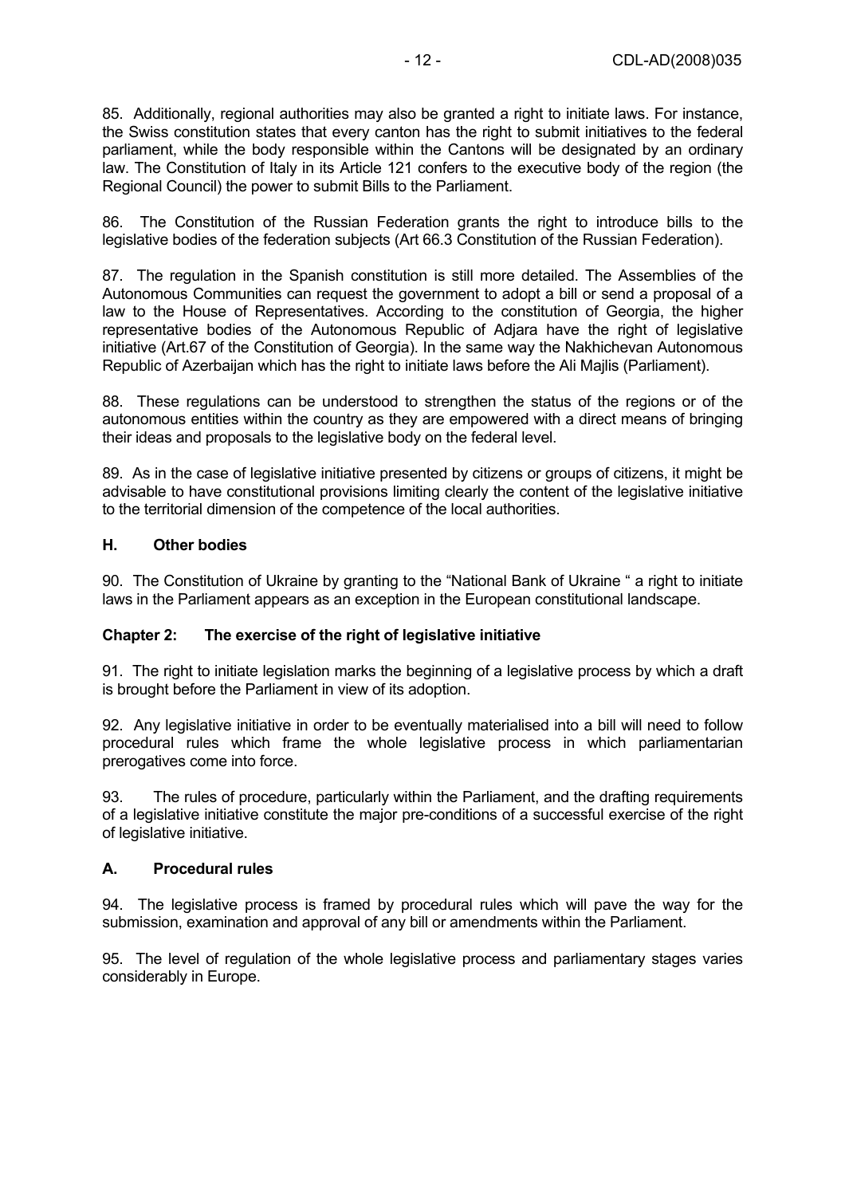85. Additionally, regional authorities may also be granted a right to initiate laws. For instance, the Swiss constitution states that every canton has the right to submit initiatives to the federal parliament, while the body responsible within the Cantons will be designated by an ordinary law. The Constitution of Italy in its Article 121 confers to the executive body of the region (the Regional Council) the power to submit Bills to the Parliament.

86. The Constitution of the Russian Federation grants the right to introduce bills to the legislative bodies of the federation subjects (Art 66.3 Constitution of the Russian Federation).

87. The regulation in the Spanish constitution is still more detailed. The Assemblies of the Autonomous Communities can request the government to adopt a bill or send a proposal of a law to the House of Representatives. According to the constitution of Georgia, the higher representative bodies of the Autonomous Republic of Adjara have the right of legislative initiative (Art.67 of the Constitution of Georgia). In the same way the Nakhichevan Autonomous Republic of Azerbaijan which has the right to initiate laws before the Ali Majlis (Parliament).

88. These regulations can be understood to strengthen the status of the regions or of the autonomous entities within the country as they are empowered with a direct means of bringing their ideas and proposals to the legislative body on the federal level.

89. As in the case of legislative initiative presented by citizens or groups of citizens, it might be advisable to have constitutional provisions limiting clearly the content of the legislative initiative to the territorial dimension of the competence of the local authorities.

### H. Other bodies

90. The Constitution of Ukraine by granting to the "National Bank of Ukraine " a right to initiate laws in the Parliament appears as an exception in the European constitutional landscape.

## Chapter 2: The exercise of the right of legislative initiative

91. The right to initiate legislation marks the beginning of a legislative process by which a draft is brought before the Parliament in view of its adoption.

92. Any legislative initiative in order to be eventually materialised into a bill will need to follow procedural rules which frame the whole legislative process in which parliamentarian prerogatives come into force.

93. The rules of procedure, particularly within the Parliament, and the drafting requirements of a legislative initiative constitute the major pre-conditions of a successful exercise of the right of legislative initiative.

### A. Procedural rules

94. The legislative process is framed by procedural rules which will pave the way for the submission, examination and approval of any bill or amendments within the Parliament.

95. The level of regulation of the whole legislative process and parliamentary stages varies considerably in Europe.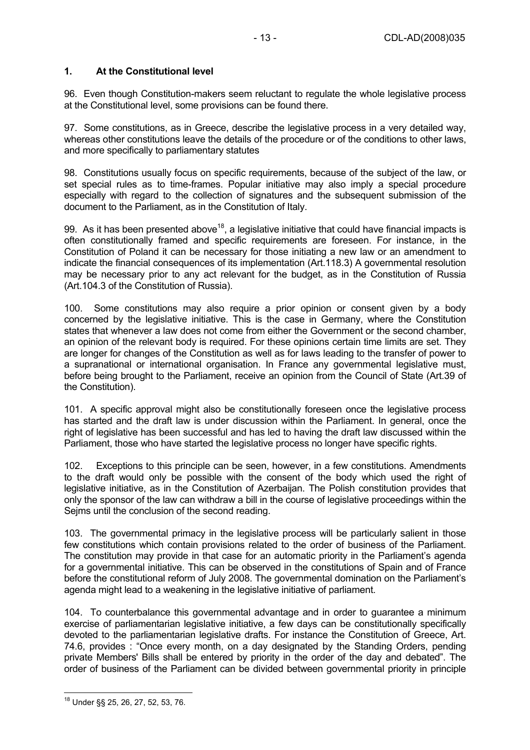## 1. At the Constitutional level

96. Even though Constitution-makers seem reluctant to regulate the whole legislative process at the Constitutional level, some provisions can be found there.

97. Some constitutions, as in Greece, describe the legislative process in a very detailed way, whereas other constitutions leave the details of the procedure or of the conditions to other laws, and more specifically to parliamentary statutes

98. Constitutions usually focus on specific requirements, because of the subject of the law, or set special rules as to time-frames. Popular initiative may also imply a special procedure especially with regard to the collection of signatures and the subsequent submission of the document to the Parliament, as in the Constitution of Italy.

99. As it has been presented above[18], a legislative initiative that could have financial impacts is often constitutionally framed and specific requirements are foreseen. For instance, in the Constitution of Poland it can be necessary for those initiating a new law or an amendment to indicate the financial consequences of its implementation (Art.118.3) A governmental resolution may be necessary prior to any act relevant for the budget, as in the Constitution of Russia (Art.104.3 of the Constitution of Russia).

100. Some constitutions may also require a prior opinion or consent given by a body concerned by the legislative initiative. This is the case in Germany, where the Constitution states that whenever a law does not come from either the Government or the second chamber, an opinion of the relevant body is required. For these opinions certain time limits are set. They are longer for changes of the Constitution as well as for laws leading to the transfer of power to a supranational or international organisation. In France any governmental legislative must, before being brought to the Parliament, receive an opinion from the Council of State (Art.39 of the Constitution).

101. A specific approval might also be constitutionally foreseen once the legislative process has started and the draft law is under discussion within the Parliament. In general, once the right of legislative has been successful and has led to having the draft law discussed within the Parliament, those who have started the legislative process no longer have specific rights.

102. Exceptions to this principle can be seen, however, in a few constitutions. Amendments to the draft would only be possible with the consent of the body which used the right of legislative initiative, as in the Constitution of Azerbaijan. The Polish constitution provides that only the sponsor of the law can withdraw a bill in the course of legislative proceedings within the Sejms until the conclusion of the second reading.

103. The governmental primacy in the legislative process will be particularly salient in those few constitutions which contain provisions related to the order of business of the Parliament. The constitution may provide in that case for an automatic priority in the Parliament's agenda for a governmental initiative. This can be observed in the constitutions of Spain and of France before the constitutional reform of July 2008. The governmental domination on the Parliament's agenda might lead to a weakening in the legislative initiative of parliament.

104. To counterbalance this governmental advantage and in order to guarantee a minimum exercise of parliamentarian legislative initiative, a few days can be constitutionally specifically devoted to the parliamentarian legislative drafts. For instance the Constitution of Greece, Art. 74.6, provides : "Once every month, on a day designated by the Standing Orders, pending private Members' Bills shall be entered by priority in the order of the day and debated". The order of business of the Parliament can be divided between governmental priority in principle

---

[18] Under §§ 25, 26, 27, 52, 53, 76.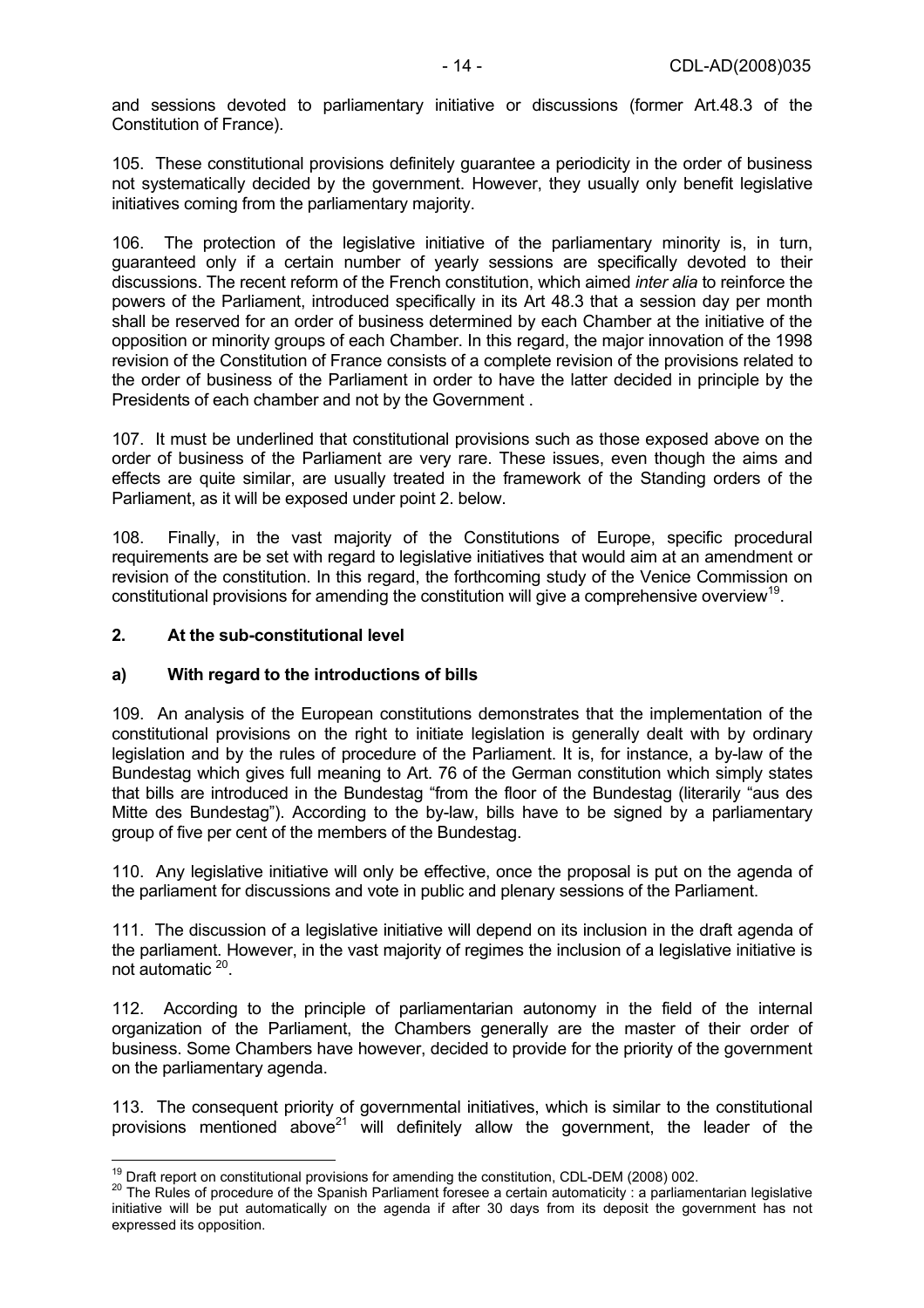and sessions devoted to parliamentary initiative or discussions (former Art.48.3 of the Constitution of France).

105. These constitutional provisions definitely guarantee a periodicity in the order of business not systematically decided by the government. However, they usually only benefit legislative initiatives coming from the parliamentary majority.

106. The protection of the legislative initiative of the parliamentary minority is, in turn, guaranteed only if a certain number of yearly sessions are specifically devoted to their discussions. The recent reform of the French constitution, which aimed *inter alia* to reinforce the powers of the Parliament, introduced specifically in its Art 48.3 that a session day per month shall be reserved for an order of business determined by each Chamber at the initiative of the opposition or minority groups of each Chamber. In this regard, the major innovation of the 1998 revision of the Constitution of France consists of a complete revision of the provisions related to the order of business of the Parliament in order to have the latter decided in principle by the Presidents of each chamber and not by the Government .

107. It must be underlined that constitutional provisions such as those exposed above on the order of business of the Parliament are very rare. These issues, even though the aims and effects are quite similar, are usually treated in the framework of the Standing orders of the Parliament, as it will be exposed under point 2. below.

108. Finally, in the vast majority of the Constitutions of Europe, specific procedural requirements are be set with regard to legislative initiatives that would aim at an amendment or revision of the constitution. In this regard, the forthcoming study of the Venice Commission on constitutional provisions for amending the constitution will give a comprehensive overview[19].

## 2. At the sub-constitutional level

### a) With regard to the introductions of bills

109. An analysis of the European constitutions demonstrates that the implementation of the constitutional provisions on the right to initiate legislation is generally dealt with by ordinary legislation and by the rules of procedure of the Parliament. It is, for instance, a by-law of the Bundestag which gives full meaning to Art. 76 of the German constitution which simply states that bills are introduced in the Bundestag "from the floor of the Bundestag (literarily "aus des Mitte des Bundestag"). According to the by-law, bills have to be signed by a parliamentary group of five per cent of the members of the Bundestag.

110. Any legislative initiative will only be effective, once the proposal is put on the agenda of the parliament for discussions and vote in public and plenary sessions of the Parliament.

111. The discussion of a legislative initiative will depend on its inclusion in the draft agenda of the parliament. However, in the vast majority of regimes the inclusion of a legislative initiative is not automatic [20].

112. According to the principle of parliamentarian autonomy in the field of the internal organization of the Parliament, the Chambers generally are the master of their order of business. Some Chambers have however, decided to provide for the priority of the government on the parliamentary agenda.

113. The consequent priority of governmental initiatives, which is similar to the constitutional provisions mentioned above[21] will definitely allow the government, the leader of the

---

[19] Draft report on constitutional provisions for amending the constitution, CDL-DEM (2008) 002.

[20] The Rules of procedure of the Spanish Parliament foresee a certain automaticity : a parliamentarian legislative initiative will be put automatically on the agenda if after 30 days from its deposit the government has not expressed its opposition.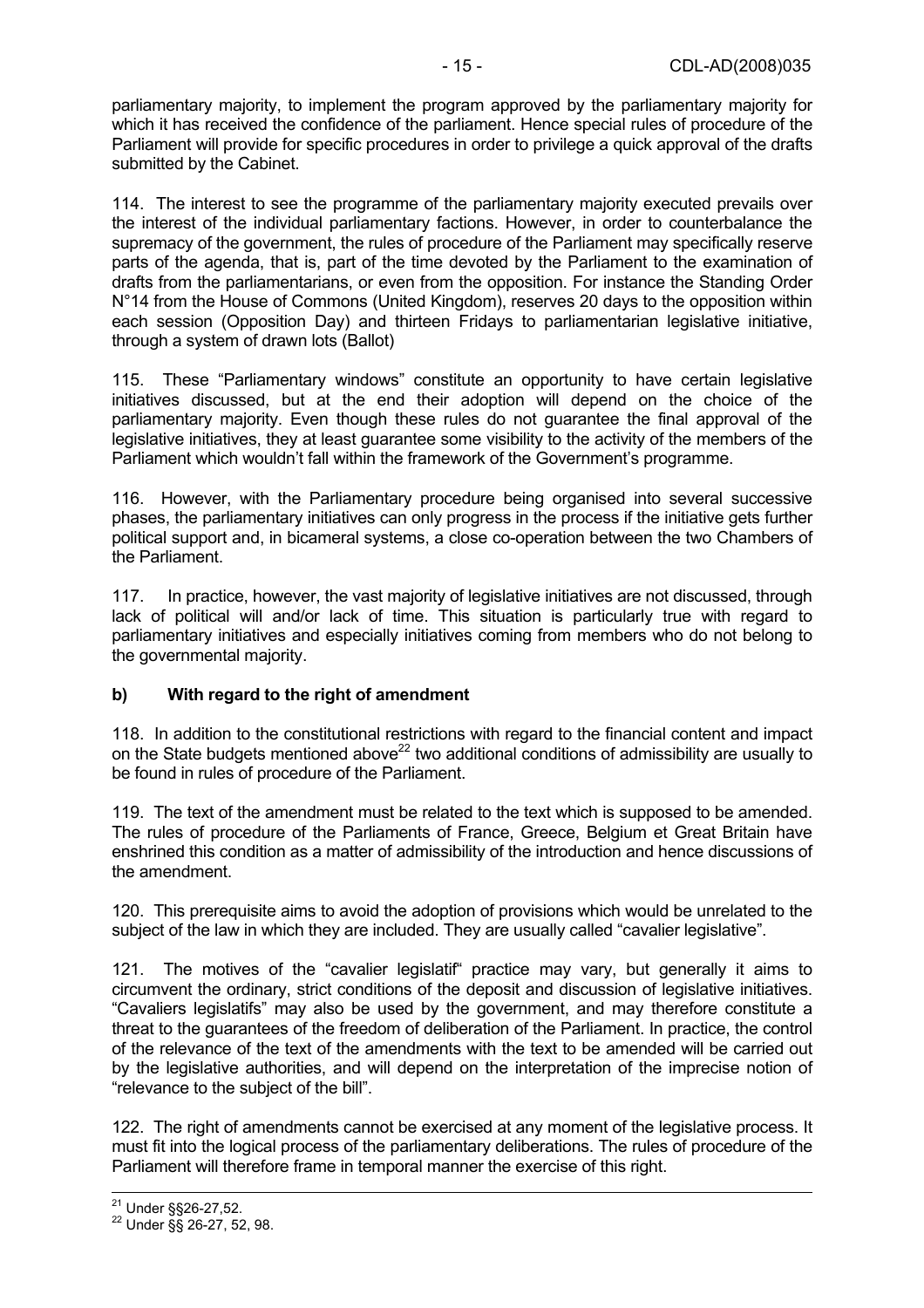parliamentary majority, to implement the program approved by the parliamentary majority for which it has received the confidence of the parliament. Hence special rules of procedure of the Parliament will provide for specific procedures in order to privilege a quick approval of the drafts submitted by the Cabinet.

114. The interest to see the programme of the parliamentary majority executed prevails over the interest of the individual parliamentary factions. However, in order to counterbalance the supremacy of the government, the rules of procedure of the Parliament may specifically reserve parts of the agenda, that is, part of the time devoted by the Parliament to the examination of drafts from the parliamentarians, or even from the opposition. For instance the Standing Order N°14 from the House of Commons (United Kingdom), reserves 20 days to the opposition within each session (Opposition Day) and thirteen Fridays to parliamentarian legislative initiative, through a system of drawn lots (Ballot)

115. These "Parliamentary windows" constitute an opportunity to have certain legislative initiatives discussed, but at the end their adoption will depend on the choice of the parliamentary majority. Even though these rules do not guarantee the final approval of the legislative initiatives, they at least guarantee some visibility to the activity of the members of the Parliament which wouldn't fall within the framework of the Government's programme.

116. However, with the Parliamentary procedure being organised into several successive phases, the parliamentary initiatives can only progress in the process if the initiative gets further political support and, in bicameral systems, a close co-operation between the two Chambers of the Parliament.

117. In practice, however, the vast majority of legislative initiatives are not discussed, through lack of political will and/or lack of time. This situation is particularly true with regard to parliamentary initiatives and especially initiatives coming from members who do not belong to the governmental majority.

### b) With regard to the right of amendment

118. In addition to the constitutional restrictions with regard to the financial content and impact on the State budgets mentioned above[22] two additional conditions of admissibility are usually to be found in rules of procedure of the Parliament.

119. The text of the amendment must be related to the text which is supposed to be amended. The rules of procedure of the Parliaments of France, Greece, Belgium et Great Britain have enshrined this condition as a matter of admissibility of the introduction and hence discussions of the amendment.

120. This prerequisite aims to avoid the adoption of provisions which would be unrelated to the subject of the law in which they are included. They are usually called "cavalier legislative".

121. The motives of the "cavalier legislatif" practice may vary, but generally it aims to circumvent the ordinary, strict conditions of the deposit and discussion of legislative initiatives. "Cavaliers legislatifs" may also be used by the government, and may therefore constitute a threat to the guarantees of the freedom of deliberation of the Parliament. In practice, the control of the relevance of the text of the amendments with the text to be amended will be carried out by the legislative authorities, and will depend on the interpretation of the imprecise notion of "relevance to the subject of the bill".

122. The right of amendments cannot be exercised at any moment of the legislative process. It must fit into the logical process of the parliamentary deliberations. The rules of procedure of the Parliament will therefore frame in temporal manner the exercise of this right.

---

[21] Under §§26-27,52.

[22] Under §§ 26-27, 52, 98.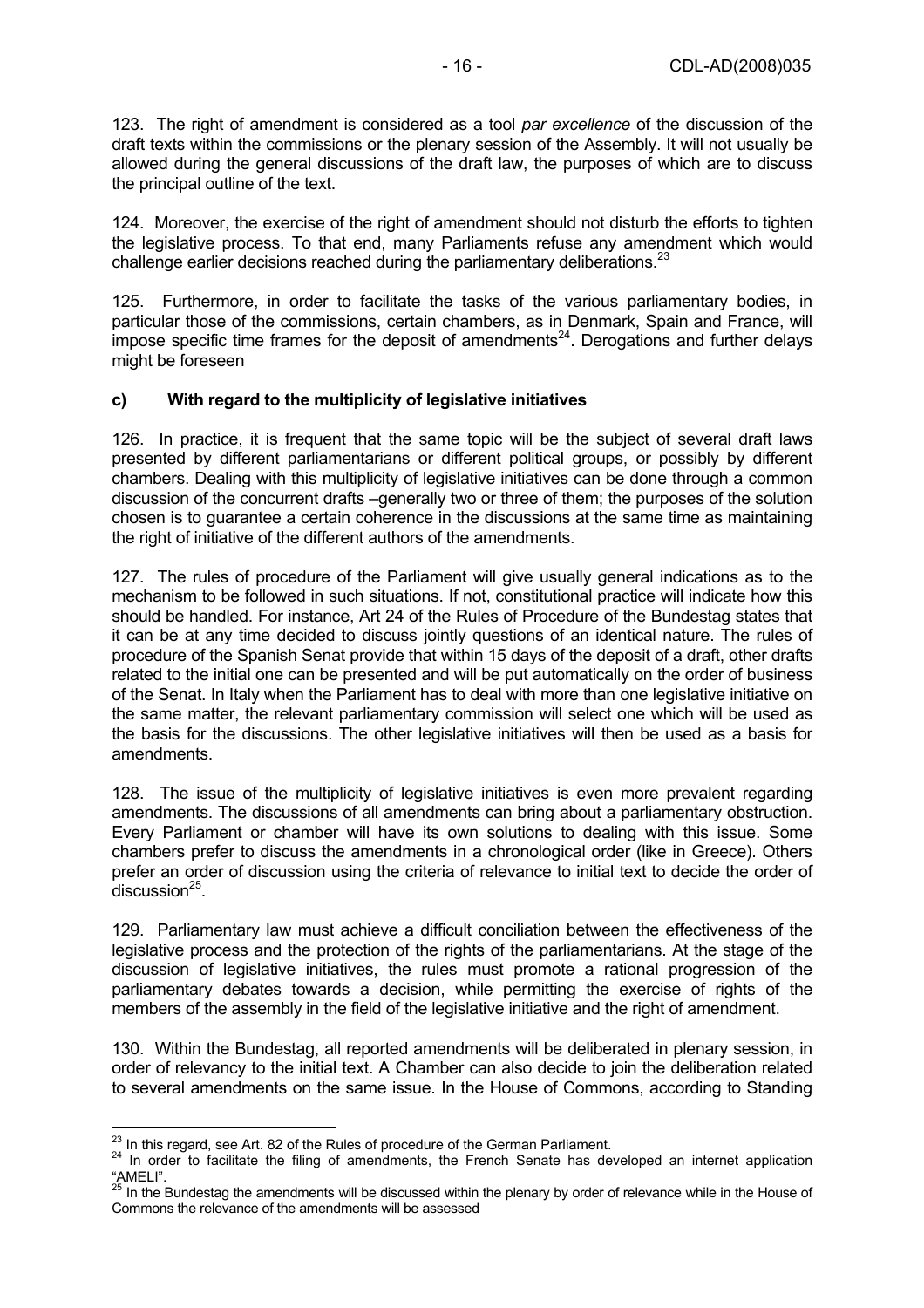123. The right of amendment is considered as a tool *par excellence* of the discussion of the draft texts within the commissions or the plenary session of the Assembly. It will not usually be allowed during the general discussions of the draft law, the purposes of which are to discuss the principal outline of the text.

124. Moreover, the exercise of the right of amendment should not disturb the efforts to tighten the legislative process. To that end, many Parliaments refuse any amendment which would challenge earlier decisions reached during the parliamentary deliberations.[23]

125. Furthermore, in order to facilitate the tasks of the various parliamentary bodies, in particular those of the commissions, certain chambers, as in Denmark, Spain and France, will impose specific time frames for the deposit of amendments[24]. Derogations and further delays might be foreseen

### c) With regard to the multiplicity of legislative initiatives

126. In practice, it is frequent that the same topic will be the subject of several draft laws presented by different parliamentarians or different political groups, or possibly by different chambers. Dealing with this multiplicity of legislative initiatives can be done through a common discussion of the concurrent drafts –generally two or three of them; the purposes of the solution chosen is to guarantee a certain coherence in the discussions at the same time as maintaining the right of initiative of the different authors of the amendments.

127. The rules of procedure of the Parliament will give usually general indications as to the mechanism to be followed in such situations. If not, constitutional practice will indicate how this should be handled. For instance, Art 24 of the Rules of Procedure of the Bundestag states that it can be at any time decided to discuss jointly questions of an identical nature. The rules of procedure of the Spanish Senat provide that within 15 days of the deposit of a draft, other drafts related to the initial one can be presented and will be put automatically on the order of business of the Senat. In Italy when the Parliament has to deal with more than one legislative initiative on the same matter, the relevant parliamentary commission will select one which will be used as the basis for the discussions. The other legislative initiatives will then be used as a basis for amendments.

128. The issue of the multiplicity of legislative initiatives is even more prevalent regarding amendments. The discussions of all amendments can bring about a parliamentary obstruction. Every Parliament or chamber will have its own solutions to dealing with this issue. Some chambers prefer to discuss the amendments in a chronological order (like in Greece). Others prefer an order of discussion using the criteria of relevance to initial text to decide the order of discussion[25].

129. Parliamentary law must achieve a difficult conciliation between the effectiveness of the legislative process and the protection of the rights of the parliamentarians. At the stage of the discussion of legislative initiatives, the rules must promote a rational progression of the parliamentary debates towards a decision, while permitting the exercise of rights of the members of the assembly in the field of the legislative initiative and the right of amendment.

130. Within the Bundestag, all reported amendments will be deliberated in plenary session, in order of relevancy to the initial text. A Chamber can also decide to join the deliberation related to several amendments on the same issue. In the House of Commons, according to Standing

---

[23] In this regard, see Art. 82 of the Rules of procedure of the German Parliament.

[24] In order to facilitate the filing of amendments, the French Senate has developed an internet application "AMELI".

[25] In the Bundestag the amendments will be discussed within the plenary by order of relevance while in the House of Commons the relevance of the amendments will be assessed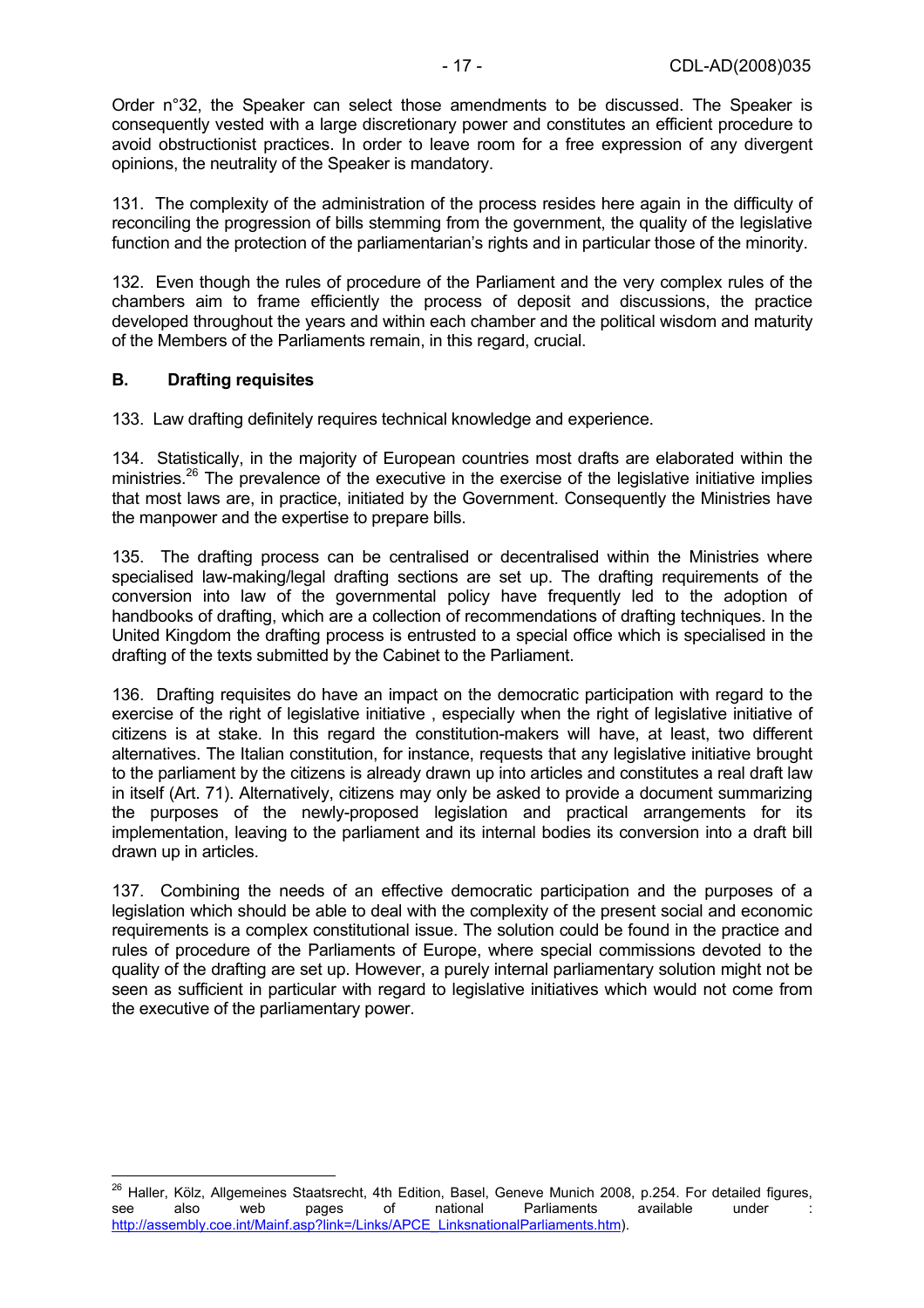Order n°32, the Speaker can select those amendments to be discussed. The Speaker is consequently vested with a large discretionary power and constitutes an efficient procedure to avoid obstructionist practices. In order to leave room for a free expression of any divergent opinions, the neutrality of the Speaker is mandatory.

131. The complexity of the administration of the process resides here again in the difficulty of reconciling the progression of bills stemming from the government, the quality of the legislative function and the protection of the parliamentarian's rights and in particular those of the minority.

132. Even though the rules of procedure of the Parliament and the very complex rules of the chambers aim to frame efficiently the process of deposit and discussions, the practice developed throughout the years and within each chamber and the political wisdom and maturity of the Members of the Parliaments remain, in this regard, crucial.

## B. Drafting requisites

133. Law drafting definitely requires technical knowledge and experience.

134. Statistically, in the majority of European countries most drafts are elaborated within the ministries.[26] The prevalence of the executive in the exercise of the legislative initiative implies that most laws are, in practice, initiated by the Government. Consequently the Ministries have the manpower and the expertise to prepare bills.

135. The drafting process can be centralised or decentralised within the Ministries where specialised law-making/legal drafting sections are set up. The drafting requirements of the conversion into law of the governmental policy have frequently led to the adoption of handbooks of drafting, which are a collection of recommendations of drafting techniques. In the United Kingdom the drafting process is entrusted to a special office which is specialised in the drafting of the texts submitted by the Cabinet to the Parliament.

136. Drafting requisites do have an impact on the democratic participation with regard to the exercise of the right of legislative initiative , especially when the right of legislative initiative of citizens is at stake. In this regard the constitution-makers will have, at least, two different alternatives. The Italian constitution, for instance, requests that any legislative initiative brought to the parliament by the citizens is already drawn up into articles and constitutes a real draft law in itself (Art. 71). Alternatively, citizens may only be asked to provide a document summarizing the purposes of the newly-proposed legislation and practical arrangements for its implementation, leaving to the parliament and its internal bodies its conversion into a draft bill drawn up in articles.

137. Combining the needs of an effective democratic participation and the purposes of a legislation which should be able to deal with the complexity of the present social and economic requirements is a complex constitutional issue. The solution could be found in the practice and rules of procedure of the Parliaments of Europe, where special commissions devoted to the quality of the drafting are set up. However, a purely internal parliamentary solution might not be seen as sufficient in particular with regard to legislative initiatives which would not come from the executive of the parliamentary power.

---

[26] Haller, Kölz, Allgemeines Staatsrecht, 4th Edition, Basel, Geneve Munich 2008, p.254. For detailed figures, see also web pages of national Parliaments available under : http://assembly.coe.int/Mainf.asp?link=/Links/APCE_LinksnationalParliaments.htm).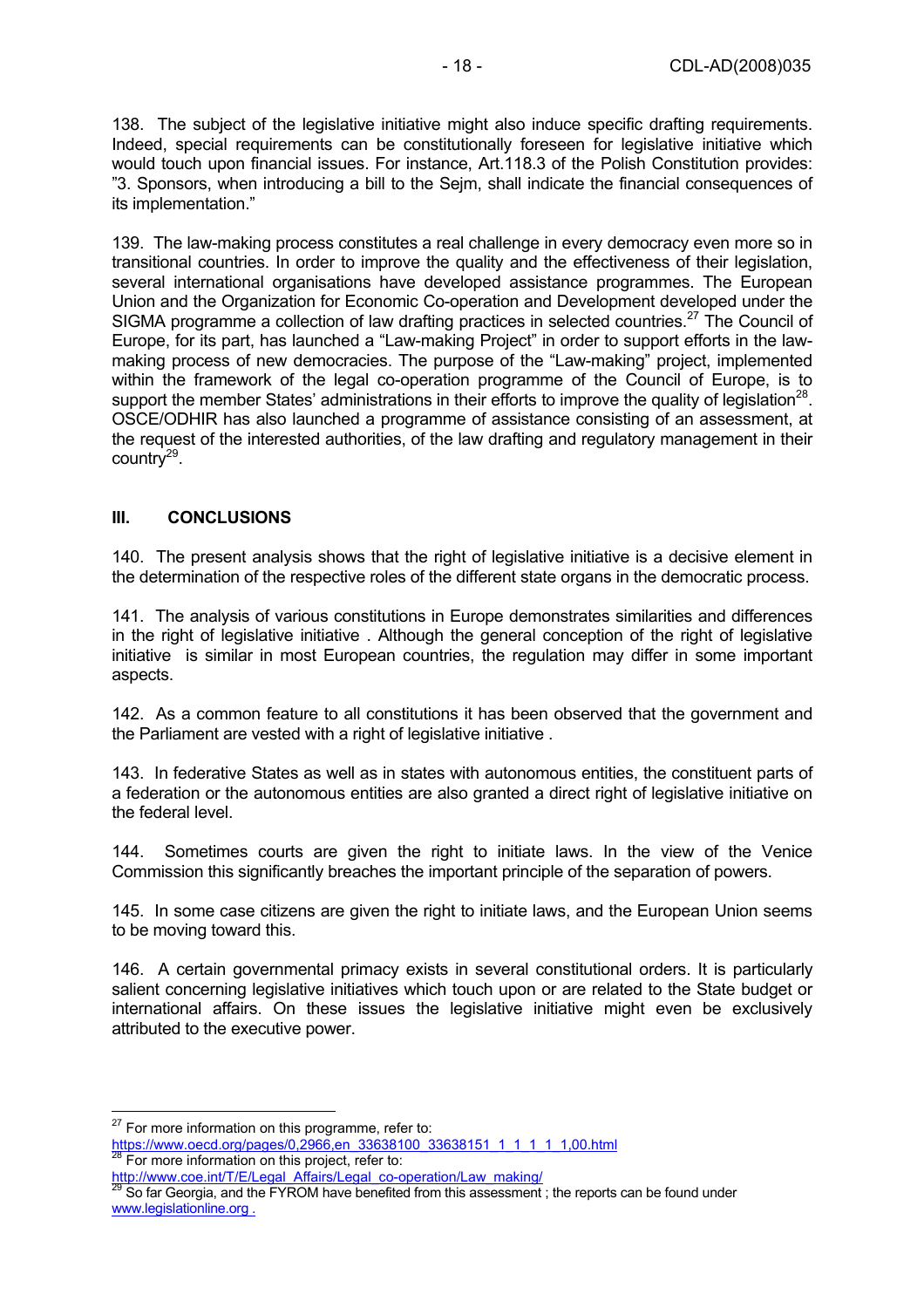138. The subject of the legislative initiative might also induce specific drafting requirements. Indeed, special requirements can be constitutionally foreseen for legislative initiative which would touch upon financial issues. For instance, Art.118.3 of the Polish Constitution provides: "3. Sponsors, when introducing a bill to the Sejm, shall indicate the financial consequences of its implementation."

139. The law-making process constitutes a real challenge in every democracy even more so in transitional countries. In order to improve the quality and the effectiveness of their legislation, several international organisations have developed assistance programmes. The European Union and the Organization for Economic Co-operation and Development developed under the SIGMA programme a collection of law drafting practices in selected countries.[27] The Council of Europe, for its part, has launched a "Law-making Project" in order to support efforts in the law-making process of new democracies. The purpose of the "Law-making" project, implemented within the framework of the legal co-operation programme of the Council of Europe, is to support the member States' administrations in their efforts to improve the quality of legislation[28]. OSCE/ODHIR has also launched a programme of assistance consisting of an assessment, at the request of the interested authorities, of the law drafting and regulatory management in their country[29].

## III. CONCLUSIONS

140. The present analysis shows that the right of legislative initiative is a decisive element in the determination of the respective roles of the different state organs in the democratic process.

141. The analysis of various constitutions in Europe demonstrates similarities and differences in the right of legislative initiative . Although the general conception of the right of legislative initiative is similar in most European countries, the regulation may differ in some important aspects.

142. As a common feature to all constitutions it has been observed that the government and the Parliament are vested with a right of legislative initiative .

143. In federative States as well as in states with autonomous entities, the constituent parts of a federation or the autonomous entities are also granted a direct right of legislative initiative on the federal level.

144. Sometimes courts are given the right to initiate laws. In the view of the Venice Commission this significantly breaches the important principle of the separation of powers.

145. In some case citizens are given the right to initiate laws, and the European Union seems to be moving toward this.

146. A certain governmental primacy exists in several constitutional orders. It is particularly salient concerning legislative initiatives which touch upon or are related to the State budget or international affairs. On these issues the legislative initiative might even be exclusively attributed to the executive power.

---

[27] For more information on this programme, refer to: https://www.oecd.org/pages/0,2966,en_33638100_33638151_1_1_1_1_1,00.html

[28] For more information on this project, refer to: http://www.coe.int/T/E/Legal_Affairs/Legal_co-operation/Law_making/

[29] So far Georgia, and the FYROM have benefited from this assessment ; the reports can be found under www.legislationline.org .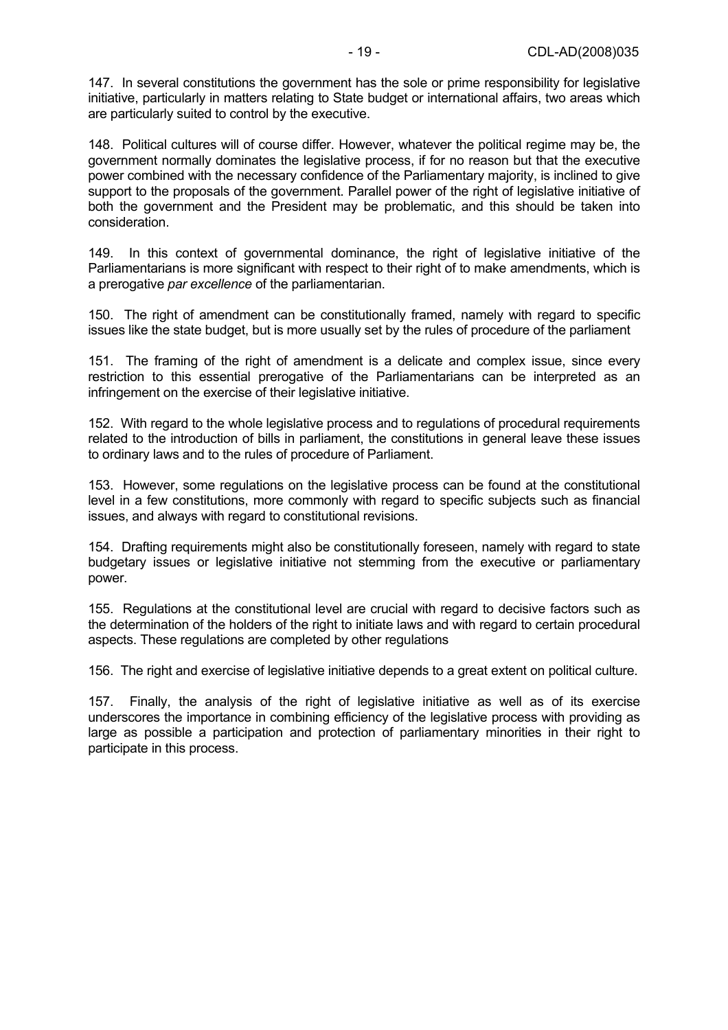147. In several constitutions the government has the sole or prime responsibility for legislative initiative, particularly in matters relating to State budget or international affairs, two areas which are particularly suited to control by the executive.

148. Political cultures will of course differ. However, whatever the political regime may be, the government normally dominates the legislative process, if for no reason but that the executive power combined with the necessary confidence of the Parliamentary majority, is inclined to give support to the proposals of the government. Parallel power of the right of legislative initiative of both the government and the President may be problematic, and this should be taken into consideration.

149. In this context of governmental dominance, the right of legislative initiative of the Parliamentarians is more significant with respect to their right of to make amendments, which is a prerogative *par excellence* of the parliamentarian.

150. The right of amendment can be constitutionally framed, namely with regard to specific issues like the state budget, but is more usually set by the rules of procedure of the parliament

151. The framing of the right of amendment is a delicate and complex issue, since every restriction to this essential prerogative of the Parliamentarians can be interpreted as an infringement on the exercise of their legislative initiative.

152. With regard to the whole legislative process and to regulations of procedural requirements related to the introduction of bills in parliament, the constitutions in general leave these issues to ordinary laws and to the rules of procedure of Parliament.

153. However, some regulations on the legislative process can be found at the constitutional level in a few constitutions, more commonly with regard to specific subjects such as financial issues, and always with regard to constitutional revisions.

154. Drafting requirements might also be constitutionally foreseen, namely with regard to state budgetary issues or legislative initiative not stemming from the executive or parliamentary power.

155. Regulations at the constitutional level are crucial with regard to decisive factors such as the determination of the holders of the right to initiate laws and with regard to certain procedural aspects. These regulations are completed by other regulations

156. The right and exercise of legislative initiative depends to a great extent on political culture.

157. Finally, the analysis of the right of legislative initiative as well as of its exercise underscores the importance in combining efficiency of the legislative process with providing as large as possible a participation and protection of parliamentary minorities in their right to participate in this process.